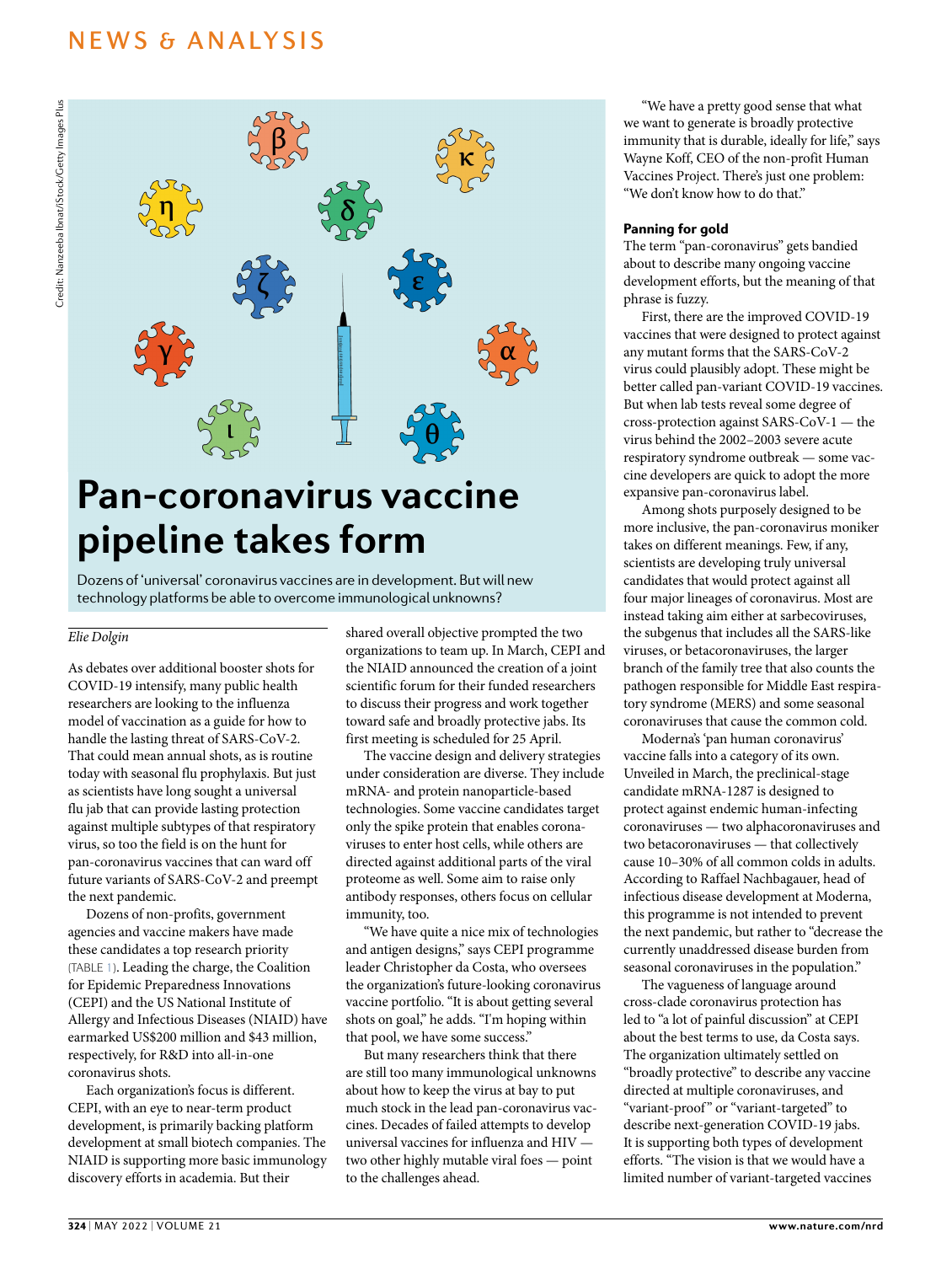# Pan-coronavirus vaccine pipeline takes form

Dozens of 'universal' coronavirus vaccines are in development. But will new technology platforms be able to overcome immunological unknowns?

*Elie Dolgin*

As debates over additional booster shots for COVID-19 intensify, many public health researchers are looking to the influenza model of vaccination as a guide for how to handle the lasting threat of SARS-CoV-2. That could mean annual shots, as is routine today with seasonal flu prophylaxis. But just as scientists have long sought a universal flu jab that can provide lasting protection against multiple subtypes of that respiratory virus, so too the field is on the hunt for pan-coronavirus vaccines that can ward off future variants of SARS-CoV-2 and preempt the next pandemic.

Dozens of non-profits, government agencies and vaccine makers have made these candidates a top research priority (TABLE 1). Leading the charge, the Coalition for Epidemic Preparedness Innovations (CEPI) and the US National Institute of Allergy and Infectious Diseases (NIAID) have earmarked US$200 million and $43 million, respectively, for R&D into all-in-one coronavirus shots.

Each organization's focus is different. CEPI, with an eye to near-term product development, is primarily backing platform development at small biotech companies. The NIAID is supporting more basic immunology discovery efforts in academia. But their shared overall objective prompted the two organizations to team up. In March, CEPI and the NIAID announced the creation of a joint scientific forum for their funded researchers to discuss their progress and work together toward safe and broadly protective jabs. Its first meeting is scheduled for 25 April.

The vaccine design and delivery strategies under consideration are diverse. They include mRNA- and protein nanoparticle-based technologies. Some vaccine candidates target only the spike protein that enables coronaviruses to enter host cells, while others are directed against additional parts of the viral proteome as well. Some aim to raise only antibody responses, others focus on cellular immunity, too.

"We have quite a nice mix of technologies and antigen designs," says CEPI programme leader Christopher da Costa, who oversees the organization's future-looking coronavirus vaccine portfolio. "It is about getting several shots on goal," he adds. "I'm hoping within that pool, we have some success."

But many researchers think that there are still too many immunological unknowns about how to keep the virus at bay to put much stock in the lead pan-coronavirus vaccines. Decades of failed attempts to develop universal vaccines for influenza and HIV — two other highly mutable viral foes — point to the challenges ahead.

"We have a pretty good sense that what we want to generate is broadly protective immunity that is durable, ideally for life," says Wayne Koff, CEO of the non-profit Human Vaccines Project. There's just one problem: "We don't know how to do that."

### Panning for gold

The term "pan-coronavirus" gets bandied about to describe many ongoing vaccine development efforts, but the meaning of that phrase is fuzzy.

First, there are the improved COVID-19 vaccines that were designed to protect against any mutant forms that the SARS-CoV-2 virus could plausibly adopt. These might be better called pan-variant COVID-19 vaccines. But when lab tests reveal some degree of cross-protection against SARS-CoV-1 — the virus behind the 2002–2003 severe acute respiratory syndrome outbreak — some vaccine developers are quick to adopt the more expansive pan-coronavirus label.

Among shots purposely designed to be more inclusive, the pan-coronavirus moniker takes on different meanings. Few, if any, scientists are developing truly universal candidates that would protect against all four major lineages of coronavirus. Most are instead taking aim either at sarbecoviruses, the subgenus that includes all the SARS-like viruses, or betacoronaviruses, the larger branch of the family tree that also counts the pathogen responsible for Middle East respiratory syndrome (MERS) and some seasonal coronaviruses that cause the common cold.

Moderna's 'pan human coronavirus' vaccine falls into a category of its own. Unveiled in March, the preclinical-stage candidate mRNA-1287 is designed to protect against endemic human-infecting coronaviruses — two alphacoronaviruses and two betacoronaviruses — that collectively cause 10–30% of all common colds in adults. According to Raffael Nachbagauer, head of infectious disease development at Moderna, this programme is not intended to prevent the next pandemic, but rather to "decrease the currently unaddressed disease burden from seasonal coronaviruses in the population."

The vagueness of language around cross-clade coronavirus protection has led to "a lot of painful discussion" at CEPI about the best terms to use, da Costa says. The organization ultimately settled on "broadly protective" to describe any vaccine directed at multiple coronaviruses, and "variant-proof" or "variant-targeted" to describe next-generation COVID-19 jabs. It is supporting both types of development efforts. "The vision is that we would have a limited number of variant-targeted vaccines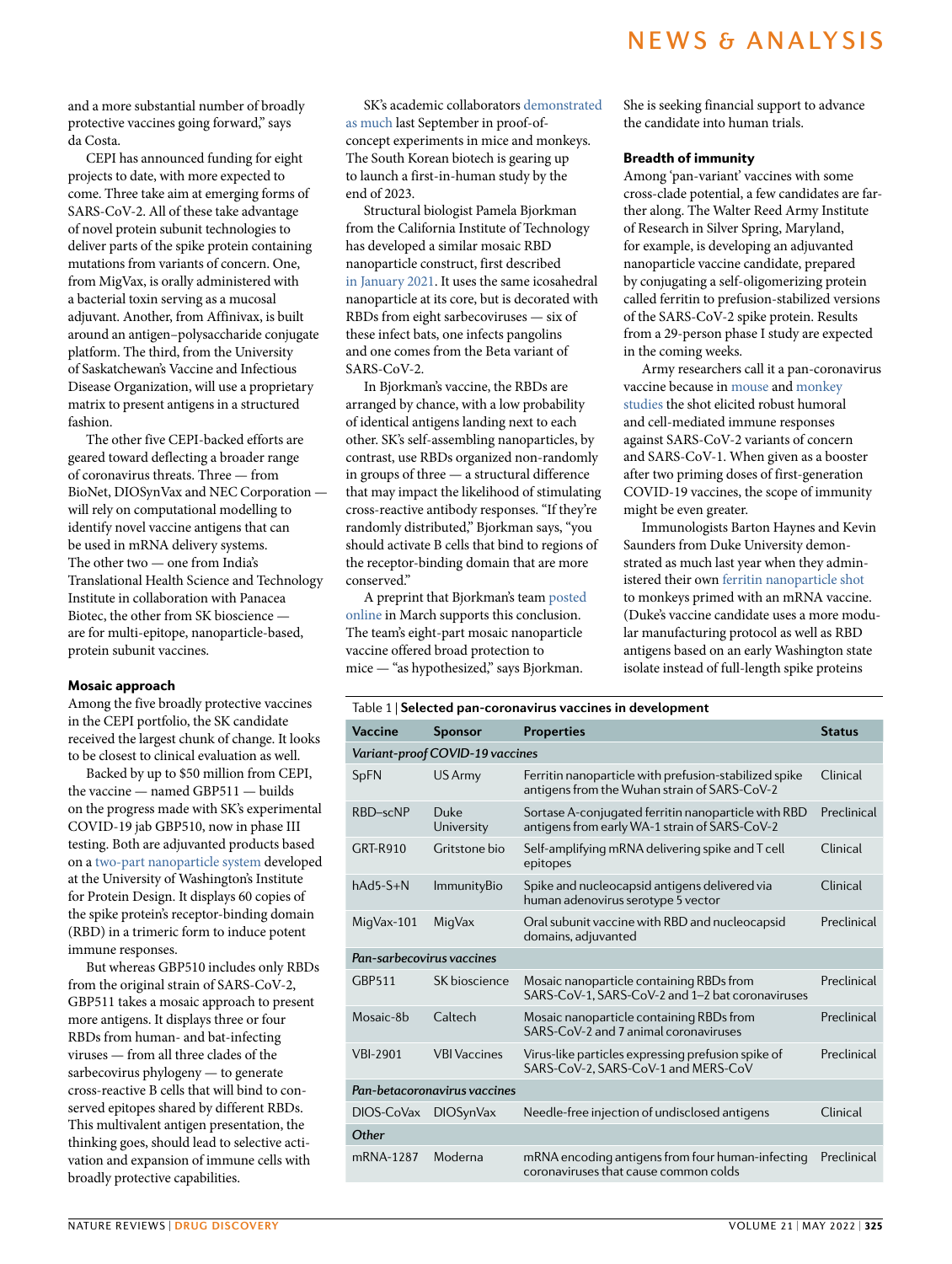and a more substantial number of broadly protective vaccines going forward," says da Costa.

CEPI has announced funding for eight projects to date, with more expected to come. Three take aim at emerging forms of SARS-CoV-2. All of these take advantage of novel protein subunit technologies to deliver parts of the spike protein containing mutations from variants of concern. One, from MigVax, is orally administered with a bacterial toxin serving as a mucosal adjuvant. Another, from Affinivax, is built around an antigen–polysaccharide conjugate platform. The third, from the University of Saskatchewan's Vaccine and Infectious Disease Organization, will use a proprietary matrix to present antigens in a structured fashion.

The other five CEPI-backed efforts are geared toward deflecting a broader range of coronavirus threats. Three — from BioNet, DIOSynVax and NEC Corporation — will rely on computational modelling to identify novel vaccine antigens that can be used in mRNA delivery systems. The other two — one from India's Translational Health Science and Technology Institute in collaboration with Panacea Biotec, the other from SK bioscience — are for multi-epitope, nanoparticle-based, protein subunit vaccines.

### Mosaic approach

Among the five broadly protective vaccines in the CEPI portfolio, the SK candidate received the largest chunk of change. It looks to be closest to clinical evaluation as well.

Backed by up to $50 million from CEPI, the vaccine — named GBP511 — builds on the progress made with SK's experimental COVID-19 jab GBP510, now in phase III testing. Both are adjuvanted products based on a two-part nanoparticle system developed at the University of Washington's Institute for Protein Design. It displays 60 copies of the spike protein's receptor-binding domain (RBD) in a trimeric form to induce potent immune responses.

But whereas GBP510 includes only RBDs from the original strain of SARS-CoV-2, GBP511 takes a mosaic approach to present more antigens. It displays three or four RBDs from human- and bat-infecting viruses — from all three clades of the sarbecovirus phylogeny — to generate cross-reactive B cells that will bind to conserved epitopes shared by different RBDs. This multivalent antigen presentation, the thinking goes, should lead to selective activation and expansion of immune cells with broadly protective capabilities.

SK's academic collaborators demonstrated as much last September in proof-of-concept experiments in mice and monkeys. The South Korean biotech is gearing up to launch a first-in-human study by the end of 2023.

Structural biologist Pamela Bjorkman from the California Institute of Technology has developed a similar mosaic RBD nanoparticle construct, first described in January 2021. It uses the same icosahedral nanoparticle at its core, but is decorated with RBDs from eight sarbecoviruses — six of these infect bats, one infects pangolins and one comes from the Beta variant of SARS-CoV-2.

In Bjorkman's vaccine, the RBDs are arranged by chance, with a low probability of identical antigens landing next to each other. SK's self-assembling nanoparticles, by contrast, use RBDs organized non-randomly in groups of three — a structural difference that may impact the likelihood of stimulating cross-reactive antibody responses. "If they're randomly distributed," Bjorkman says, "you should activate B cells that bind to regions of the receptor-binding domain that are more conserved."

A preprint that Bjorkman's team posted online in March supports this conclusion. The team's eight-part mosaic nanoparticle vaccine offered broad protection to mice — "as hypothesized," says Bjorkman. She is seeking financial support to advance the candidate into human trials.

### Breadth of immunity

Among 'pan-variant' vaccines with some cross-clade potential, a few candidates are farther along. The Walter Reed Army Institute of Research in Silver Spring, Maryland, for example, is developing an adjuvanted nanoparticle vaccine candidate, prepared by conjugating a self-oligomerizing protein called ferritin to prefusion-stabilized versions of the SARS-CoV-2 spike protein. Results from a 29-person phase I study are expected in the coming weeks.

Army researchers call it a pan-coronavirus vaccine because in mouse and monkey studies the shot elicited robust humoral and cell-mediated immune responses against SARS-CoV-2 variants of concern and SARS-CoV-1. When given as a booster after two priming doses of first-generation COVID-19 vaccines, the scope of immunity might be even greater.

Immunologists Barton Haynes and Kevin Saunders from Duke University demonstrated as much last year when they administered their own ferritin nanoparticle shot to monkeys primed with an mRNA vaccine. (Duke's vaccine candidate uses a more modular manufacturing protocol as well as RBD antigens based on an early Washington state isolate instead of full-length spike proteins

Table 1 | **Selected pan-coronavirus vaccines in development**

| Vaccine | Sponsor | Properties | Status |
|---|---|---|---|
| *Variant-proof COVID-19 vaccines* | | | |
| SpFN | US Army | Ferritin nanoparticle with prefusion-stabilized spike antigens from the Wuhan strain of SARS-CoV-2 | Clinical |
| RBD–scNP | Duke University | Sortase A-conjugated ferritin nanoparticle with RBD antigens from early WA-1 strain of SARS-CoV-2 | Preclinical |
| GRT-R910 | Gritstone bio | Self-amplifying mRNA delivering spike and T cell epitopes | Clinical |
| hAd5-S+N | ImmunityBio | Spike and nucleocapsid antigens delivered via human adenovirus serotype 5 vector | Clinical |
| MigVax-101 | MigVax | Oral subunit vaccine with RBD and nucleocapsid domains, adjuvanted | Preclinical |
| *Pan-sarbecovirus vaccines* | | | |
| GBP511 | SK bioscience | Mosaic nanoparticle containing RBDs from SARS-CoV-1, SARS-CoV-2 and 1–2 bat coronaviruses | Preclinical |
| Mosaic-8b | Caltech | Mosaic nanoparticle containing RBDs from SARS-CoV-2 and 7 animal coronaviruses | Preclinical |
| VBI-2901 | VBI Vaccines | Virus-like particles expressing prefusion spike of SARS-CoV-2, SARS-CoV-1 and MERS-CoV | Preclinical |
| *Pan-betacoronavirus vaccines* | | | |
| DIOS-CoVax | DIOSynVax | Needle-free injection of undisclosed antigens | Clinical |
| *Other* | | | |
| mRNA-1287 | Moderna | mRNA encoding antigens from four human-infecting coronaviruses that cause common colds | Preclinical |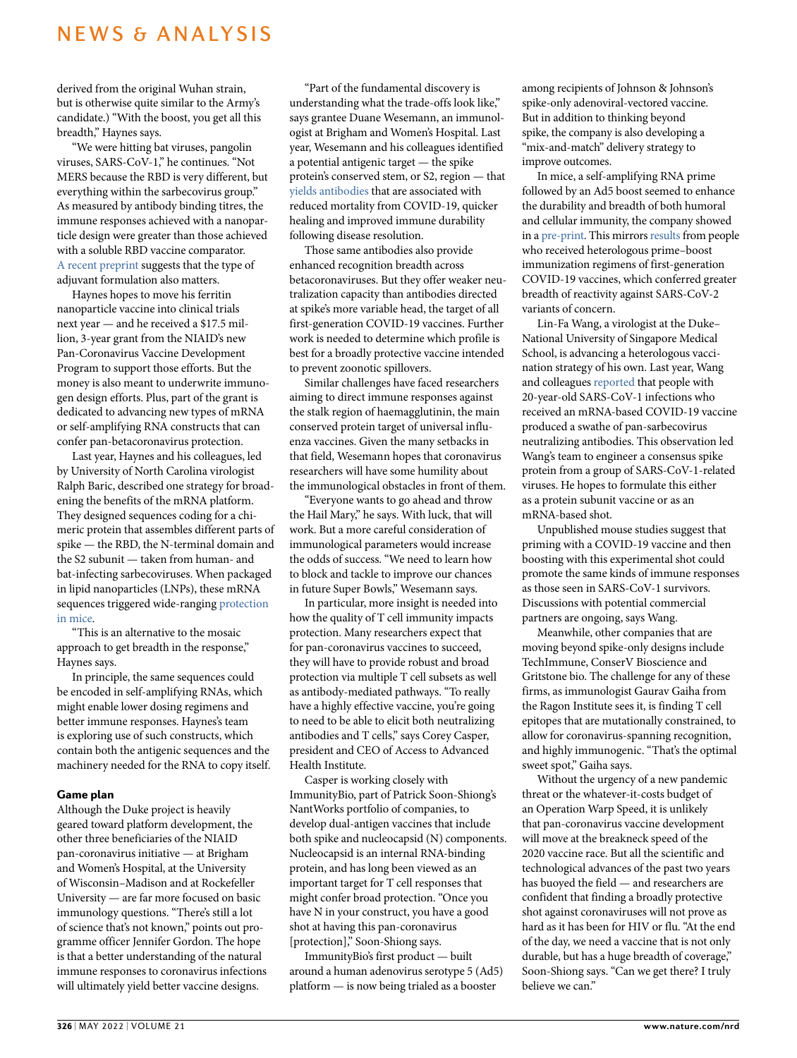derived from the original Wuhan strain, but is otherwise quite similar to the Army's candidate.) "With the boost, you get all this breadth," Haynes says.

"We were hitting bat viruses, pangolin viruses, SARS-CoV-1," he continues. "Not MERS because the RBD is very different, but everything within the sarbecovirus group." As measured by antibody binding titres, the immune responses achieved with a nanoparticle design were greater than those achieved with a soluble RBD vaccine comparator. A recent preprint suggests that the type of adjuvant formulation also matters.

Haynes hopes to move his ferritin nanoparticle vaccine into clinical trials next year — and he received a $17.5 million, 3-year grant from the NIAID's new Pan-Coronavirus Vaccine Development Program to support those efforts. But the money is also meant to underwrite immunogen design efforts. Plus, part of the grant is dedicated to advancing new types of mRNA or self-amplifying RNA constructs that can confer pan-betacoronavirus protection.

Last year, Haynes and his colleagues, led by University of North Carolina virologist Ralph Baric, described one strategy for broadening the benefits of the mRNA platform. They designed sequences coding for a chimeric protein that assembles different parts of spike — the RBD, the N-terminal domain and the S2 subunit — taken from human- and bat-infecting sarbecoviruses. When packaged in lipid nanoparticles (LNPs), these mRNA sequences triggered wide-ranging protection in mice.

"This is an alternative to the mosaic approach to get breadth in the response," Haynes says.

In principle, the same sequences could be encoded in self-amplifying RNAs, which might enable lower dosing regimens and better immune responses. Haynes's team is exploring use of such constructs, which contain both the antigenic sequences and the machinery needed for the RNA to copy itself.

### Game plan

Although the Duke project is heavily geared toward platform development, the other three beneficiaries of the NIAID pan-coronavirus initiative — at Brigham and Women's Hospital, at the University of Wisconsin–Madison and at Rockefeller University — are far more focused on basic immunology questions. "There's still a lot of science that's not known," points out programme officer Jennifer Gordon. The hope is that a better understanding of the natural immune responses to coronavirus infections will ultimately yield better vaccine designs.

"Part of the fundamental discovery is understanding what the trade-offs look like," says grantee Duane Wesemann, an immunologist at Brigham and Women's Hospital. Last year, Wesemann and his colleagues identified a potential antigenic target — the spike protein's conserved stem, or S2, region — that yields antibodies that are associated with reduced mortality from COVID-19, quicker healing and improved immune durability following disease resolution.

Those same antibodies also provide enhanced recognition breadth across betacoronaviruses. But they offer weaker neutralization capacity than antibodies directed at spike's more variable head, the target of all first-generation COVID-19 vaccines. Further work is needed to determine which profile is best for a broadly protective vaccine intended to prevent zoonotic spillovers.

Similar challenges have faced researchers aiming to direct immune responses against the stalk region of haemagglutinin, the main conserved protein target of universal influenza vaccines. Given the many setbacks in that field, Wesemann hopes that coronavirus researchers will have some humility about the immunological obstacles in front of them.

"Everyone wants to go ahead and throw the Hail Mary," he says. With luck, that will work. But a more careful consideration of immunological parameters would increase the odds of success. "We need to learn how to block and tackle to improve our chances in future Super Bowls," Wesemann says.

In particular, more insight is needed into how the quality of T cell immunity impacts protection. Many researchers expect that for pan-coronavirus vaccines to succeed, they will have to provide robust and broad protection via multiple T cell subsets as well as antibody-mediated pathways. "To really have a highly effective vaccine, you're going to need to be able to elicit both neutralizing antibodies and T cells," says Corey Casper, president and CEO of Access to Advanced Health Institute.

Casper is working closely with ImmunityBio, part of Patrick Soon-Shiong's NantWorks portfolio of companies, to develop dual-antigen vaccines that include both spike and nucleocapsid (N) components. Nucleocapsid is an internal RNA-binding protein, and has long been viewed as an important target for T cell responses that might confer broad protection. "Once you have N in your construct, you have a good shot at having this pan-coronavirus [protection]," Soon-Shiong says.

ImmunityBio's first product — built around a human adenovirus serotype 5 (Ad5) platform — is now being trialed as a booster among recipients of Johnson & Johnson's spike-only adenoviral-vectored vaccine. But in addition to thinking beyond spike, the company is also developing a "mix-and-match" delivery strategy to improve outcomes.

In mice, a self-amplifying RNA prime followed by an Ad5 boost seemed to enhance the durability and breadth of both humoral and cellular immunity, the company showed in a pre-print. This mirrors results from people who received heterologous prime–boost immunization regimens of first-generation COVID-19 vaccines, which conferred greater breadth of reactivity against SARS-CoV-2 variants of concern.

Lin-Fa Wang, a virologist at the Duke–National University of Singapore Medical School, is advancing a heterologous vaccination strategy of his own. Last year, Wang and colleagues reported that people with 20-year-old SARS-CoV-1 infections who received an mRNA-based COVID-19 vaccine produced a swathe of pan-sarbecovirus neutralizing antibodies. This observation led Wang's team to engineer a consensus spike protein from a group of SARS-CoV-1-related viruses. He hopes to formulate this either as a protein subunit vaccine or as an mRNA-based shot.

Unpublished mouse studies suggest that priming with a COVID-19 vaccine and then boosting with this experimental shot could promote the same kinds of immune responses as those seen in SARS-CoV-1 survivors. Discussions with potential commercial partners are ongoing, says Wang.

Meanwhile, other companies that are moving beyond spike-only designs include TechImmune, ConserV Bioscience and Gritstone bio. The challenge for any of these firms, as immunologist Gaurav Gaiha from the Ragon Institute sees it, is finding T cell epitopes that are mutationally constrained, to allow for coronavirus-spanning recognition, and highly immunogenic. "That's the optimal sweet spot," Gaiha says.

Without the urgency of a new pandemic threat or the whatever-it-costs budget of an Operation Warp Speed, it is unlikely that pan-coronavirus vaccine development will move at the breakneck speed of the 2020 vaccine race. But all the scientific and technological advances of the past two years has buoyed the field — and researchers are confident that finding a broadly protective shot against coronaviruses will not prove as hard as it has been for HIV or flu. "At the end of the day, we need a vaccine that is not only durable, but has a huge breadth of coverage," Soon-Shiong says. "Can we get there? I truly believe we can."